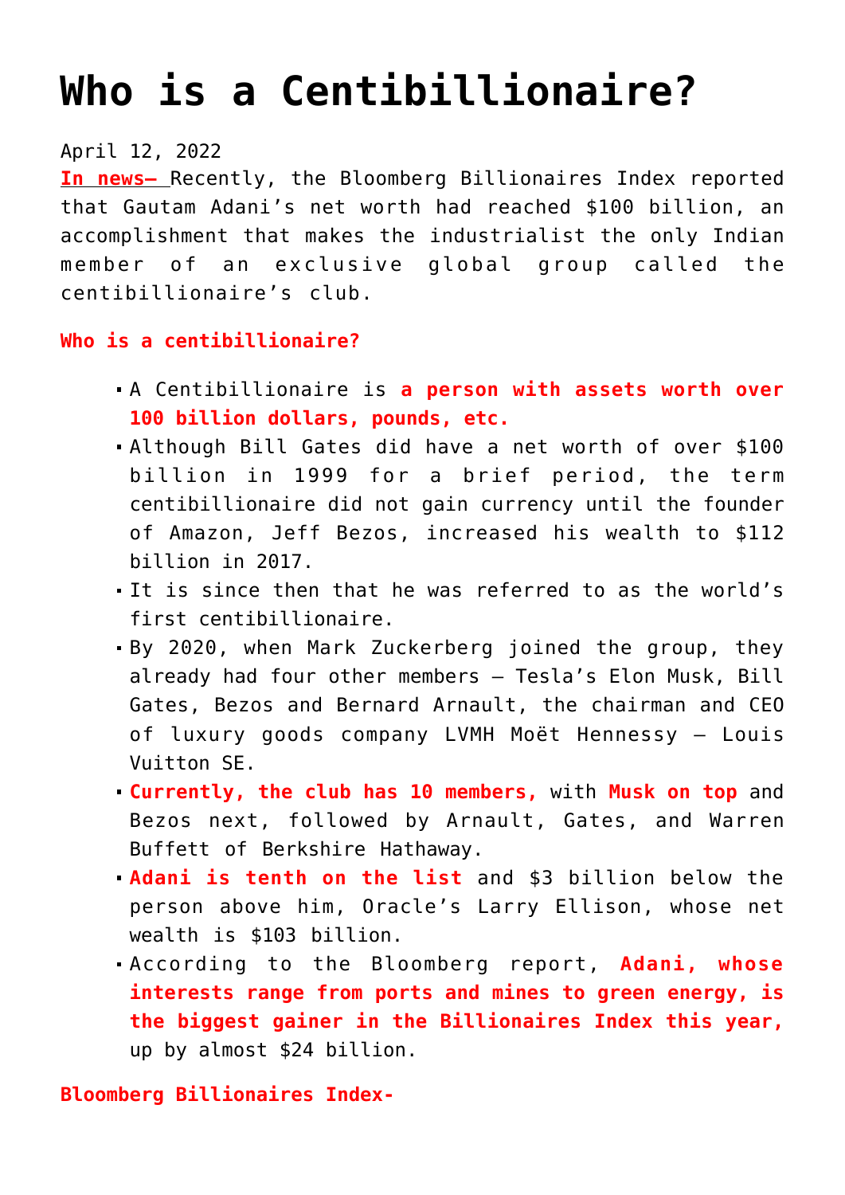# Who is a Centibillionaire?

April 12, 2022

**In news–** Recently, the Bloomberg Billionaires Index reported that Gautam Adani's net worth had reached $100 billion, an accomplishment that makes the industrialist the only Indian member of an exclusive global group called the centibillionaire's club.

**Who is a centibillionaire?**

- A Centibillionaire is **a person with assets worth over 100 billion dollars, pounds, etc.**
- Although Bill Gates did have a net worth of over $100 billion in 1999 for a brief period, the term centibillionaire did not gain currency until the founder of Amazon, Jeff Bezos, increased his wealth to $112 billion in 2017.
- It is since then that he was referred to as the world's first centibillionaire.
- By 2020, when Mark Zuckerberg joined the group, they already had four other members – Tesla's Elon Musk, Bill Gates, Bezos and Bernard Arnault, the chairman and CEO of luxury goods company LVMH Moët Hennessy – Louis Vuitton SE.
- **Currently, the club has 10 members,** with **Musk on top** and Bezos next, followed by Arnault, Gates, and Warren Buffett of Berkshire Hathaway.
- **Adani is tenth on the list** and $3 billion below the person above him, Oracle's Larry Ellison, whose net wealth is $103 billion.
- According to the Bloomberg report, **Adani, whose interests range from ports and mines to green energy, is the biggest gainer in the Billionaires Index this year,** up by almost $24 billion.

**Bloomberg Billionaires Index-**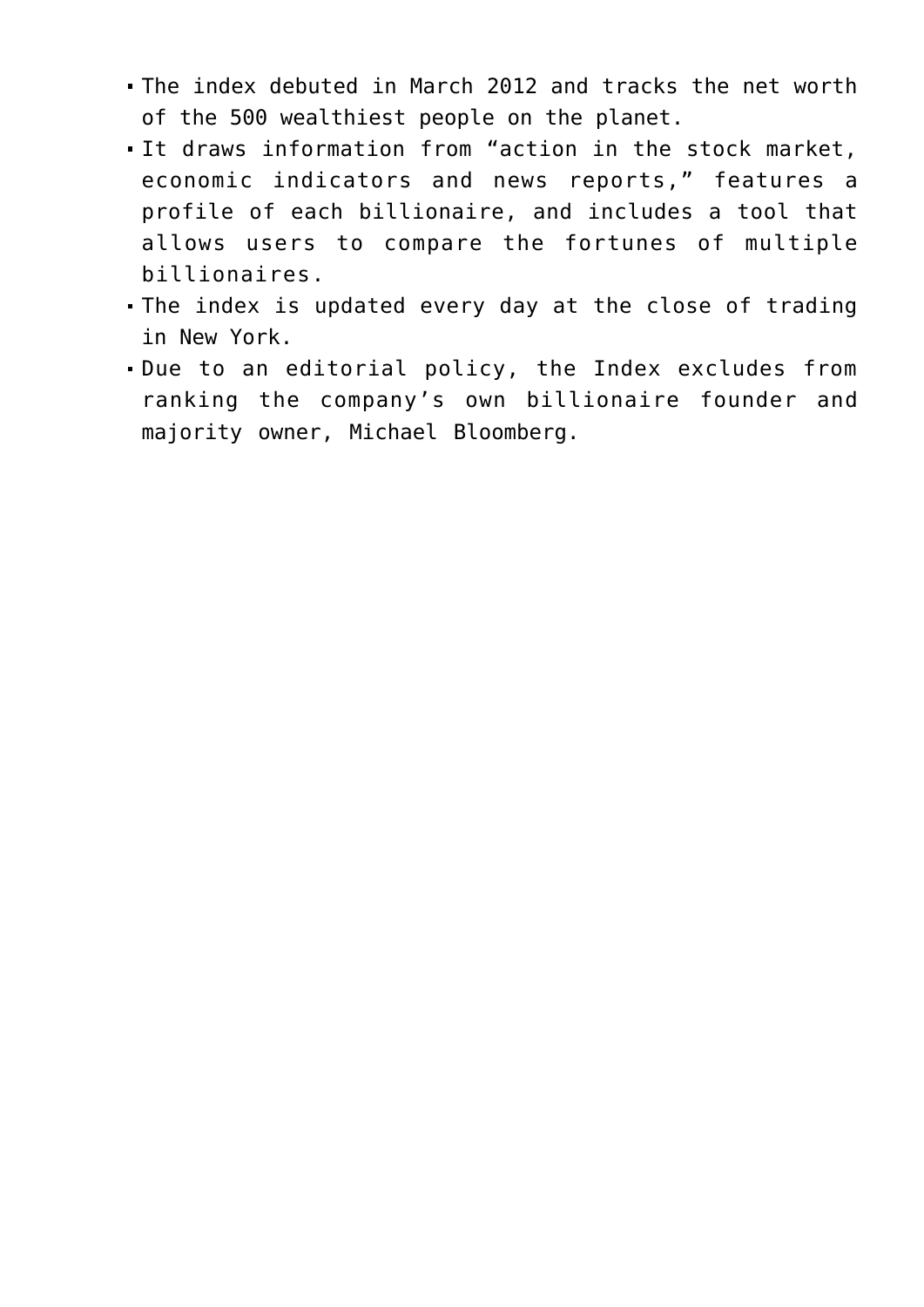- The index debuted in March 2012 and tracks the net worth of the 500 wealthiest people on the planet.
- It draws information from “action in the stock market, economic indicators and news reports,” features a profile of each billionaire, and includes a tool that allows users to compare the fortunes of multiple billionaires.
- The index is updated every day at the close of trading in New York.
- Due to an editorial policy, the Index excludes from ranking the company’s own billionaire founder and majority owner, Michael Bloomberg.